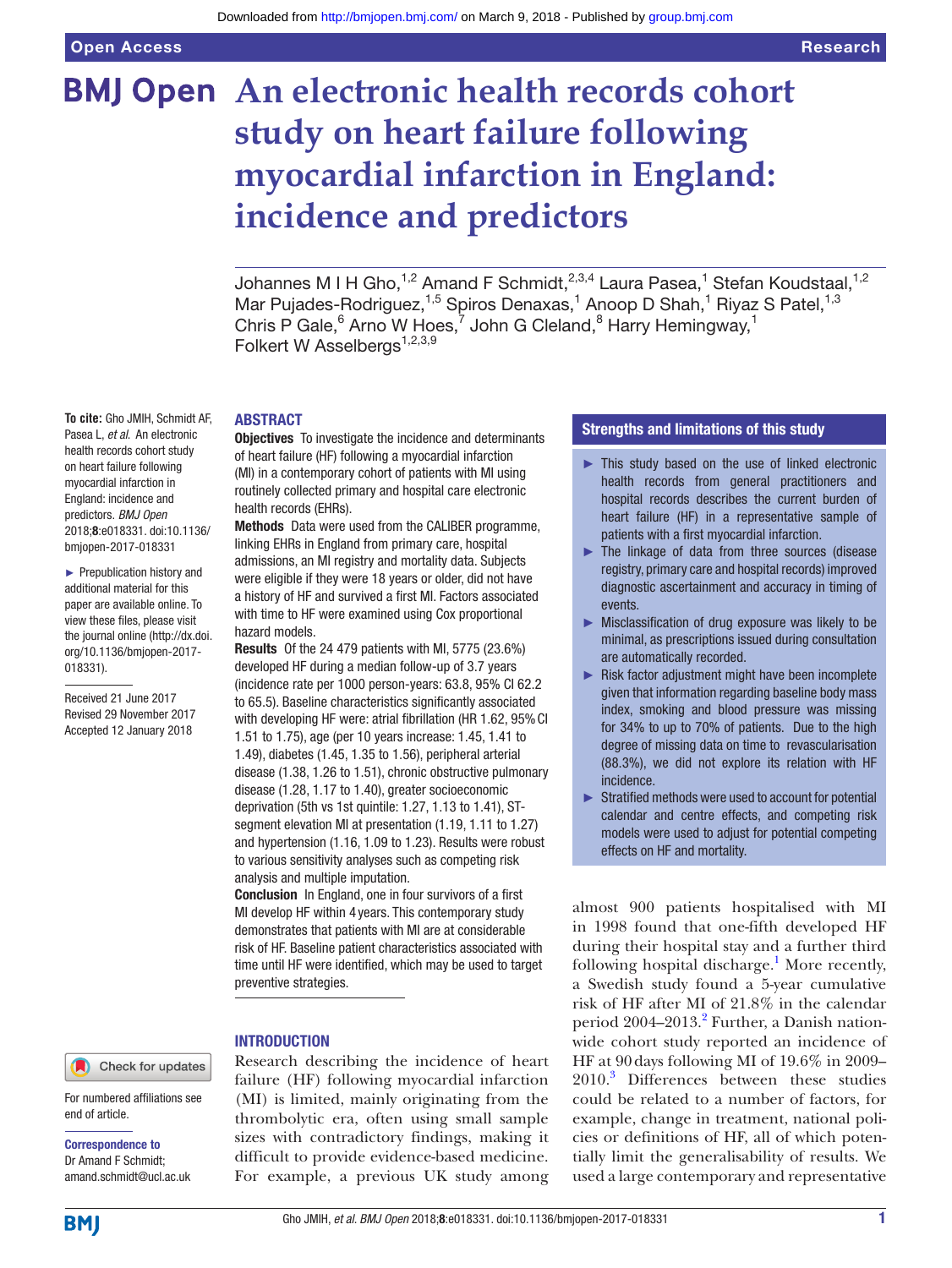# An electronic health records cohort study on heart failure following myocardial infarction in England: incidence and predictors

Johannes M I H Gho,[1,2] Amand F Schmidt,[2,3,4] Laura Pasea,[1] Stefan Koudstaal,[1,2] Mar Pujades-Rodriguez,[1,5] Spiros Denaxas,[1] Anoop D Shah,[1] Riyaz S Patel,[1,3] Chris P Gale,[6] Arno W Hoes,[7] John G Cleland,[8] Harry Hemingway,[1] Folkert W Asselbergs[1,2,3,9]

**To cite:** Gho JMIH, Schmidt AF, Pasea L, *et al*. An electronic health records cohort study on heart failure following myocardial infarction in England: incidence and predictors. *BMJ Open* 2018;**8**:e018331. doi:10.1136/bmjopen-2017-018331

► Prepublication history and additional material for this paper are available online. To view these files, please visit the journal online (http://dx.doi.org/10.1136/bmjopen-2017-018331).

Received 21 June 2017
Revised 29 November 2017
Accepted 12 January 2018

## ABSTRACT

**Objectives** To investigate the incidence and determinants of heart failure (HF) following a myocardial infarction (MI) in a contemporary cohort of patients with MI using routinely collected primary and hospital care electronic health records (EHRs).

**Methods** Data were used from the CALIBER programme, linking EHRs in England from primary care, hospital admissions, an MI registry and mortality data. Subjects were eligible if they were 18 years or older, did not have a history of HF and survived a first MI. Factors associated with time to HF were examined using Cox proportional hazard models.

**Results** Of the 24 479 patients with MI, 5775 (23.6%) developed HF during a median follow-up of 3.7 years (incidence rate per 1000 person-years: 63.8, 95% CI 62.2 to 65.5). Baseline characteristics significantly associated with developing HF were: atrial fibrillation (HR 1.62, 95% CI 1.51 to 1.75), age (per 10 years increase: 1.45, 1.41 to 1.49), diabetes (1.45, 1.35 to 1.56), peripheral arterial disease (1.38, 1.26 to 1.51), chronic obstructive pulmonary disease (1.28, 1.17 to 1.40), greater socioeconomic deprivation (5th vs 1st quintile: 1.27, 1.13 to 1.41), ST-segment elevation MI at presentation (1.19, 1.11 to 1.27) and hypertension (1.16, 1.09 to 1.23). Results were robust to various sensitivity analyses such as competing risk analysis and multiple imputation.

**Conclusion** In England, one in four survivors of a first MI develop HF within 4 years. This contemporary study demonstrates that patients with MI are at considerable risk of HF. Baseline patient characteristics associated with time until HF were identified, which may be used to target preventive strategies.

## Strengths and limitations of this study

- ► This study based on the use of linked electronic health records from general practitioners and hospital records describes the current burden of heart failure (HF) in a representative sample of patients with a first myocardial infarction.
- ► The linkage of data from three sources (disease registry, primary care and hospital records) improved diagnostic ascertainment and accuracy in timing of events.
- ► Misclassification of drug exposure was likely to be minimal, as prescriptions issued during consultation are automatically recorded.
- ► Risk factor adjustment might have been incomplete given that information regarding baseline body mass index, smoking and blood pressure was missing for 34% to up to 70% of patients. Due to the high degree of missing data on time to revascularisation (88.3%), we did not explore its relation with HF incidence.
- ► Stratified methods were used to account for potential calendar and centre effects, and competing risk models were used to adjust for potential competing effects on HF and mortality.

## INTRODUCTION

Research describing the incidence of heart failure (HF) following myocardial infarction (MI) is limited, mainly originating from the thrombolytic era, often using small sample sizes with contradictory findings, making it difficult to provide evidence-based medicine. For example, a previous UK study among almost 900 patients hospitalised with MI in 1998 found that one-fifth developed HF during their hospital stay and a further third following hospital discharge.[1] More recently, a Swedish study found a 5-year cumulative risk of HF after MI of 21.8% in the calendar period 2004–2013.[2] Further, a Danish nationwide cohort study reported an incidence of HF at 90 days following MI of 19.6% in 2009–2010.[3] Differences between these studies could be related to a number of factors, for example, change in treatment, national policies or definitions of HF, all of which potentially limit the generalisability of results. We used a large contemporary and representative

For numbered affiliations see end of article.

**Correspondence to**
Dr Amand F Schmidt;
amand.schmidt@ucl.ac.uk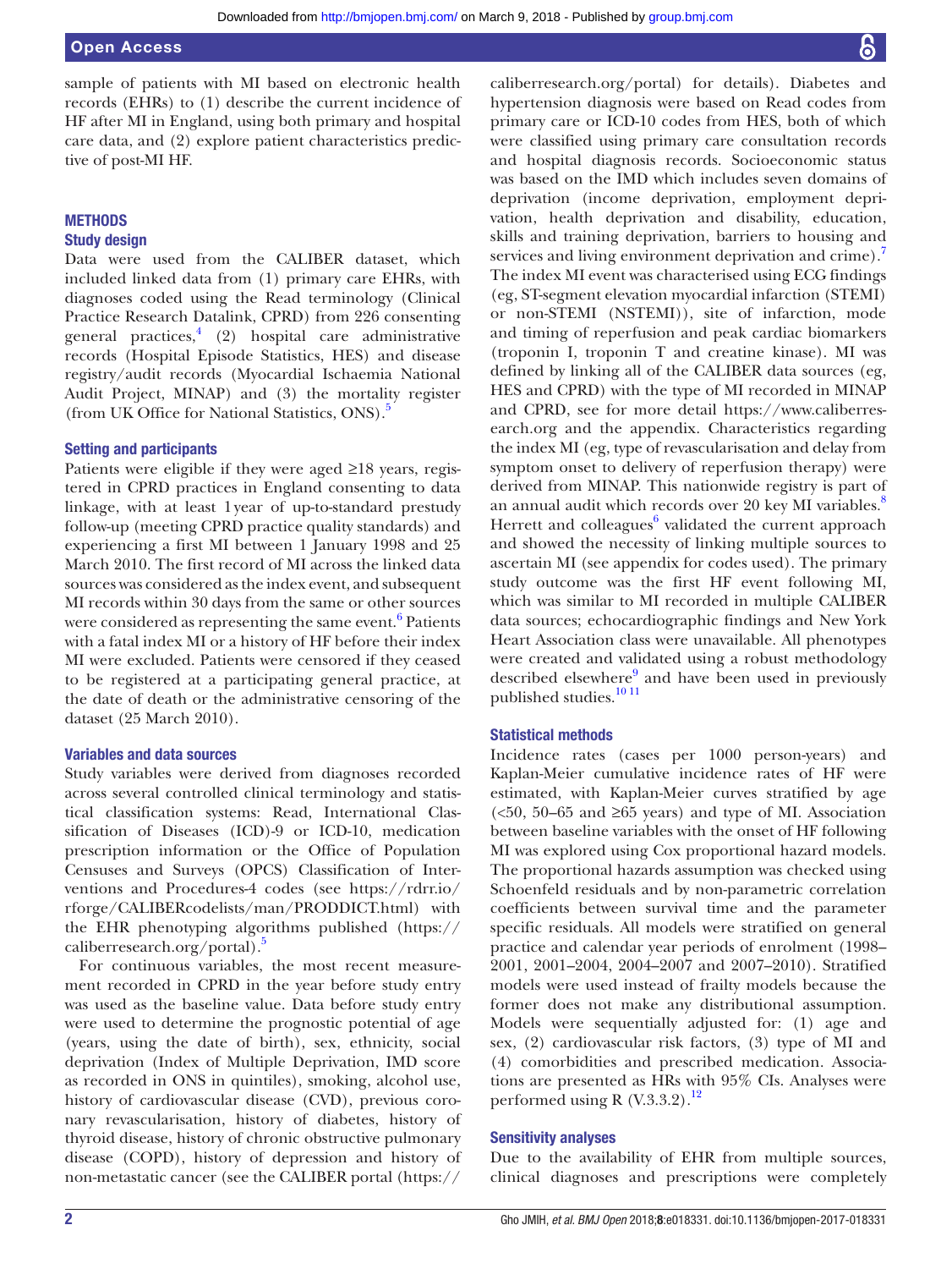sample of patients with MI based on electronic health records (EHRs) to (1) describe the current incidence of HF after MI in England, using both primary and hospital care data, and (2) explore patient characteristics predictive of post-MI HF.

## METHODS

### Study design

Data were used from the CALIBER dataset, which included linked data from (1) primary care EHRs, with diagnoses coded using the Read terminology (Clinical Practice Research Datalink, CPRD) from 226 consenting general practices,[4] (2) hospital care administrative records (Hospital Episode Statistics, HES) and disease registry/audit records (Myocardial Ischaemia National Audit Project, MINAP) and (3) the mortality register (from UK Office for National Statistics, ONS).[5]

### Setting and participants

Patients were eligible if they were aged ≥18 years, registered in CPRD practices in England consenting to data linkage, with at least 1 year of up-to-standard prestudy follow-up (meeting CPRD practice quality standards) and experiencing a first MI between 1 January 1998 and 25 March 2010. The first record of MI across the linked data sources was considered as the index event, and subsequent MI records within 30 days from the same or other sources were considered as representing the same event.[6] Patients with a fatal index MI or a history of HF before their index MI were excluded. Patients were censored if they ceased to be registered at a participating general practice, at the date of death or the administrative censoring of the dataset (25 March 2010).

### Variables and data sources

Study variables were derived from diagnoses recorded across several controlled clinical terminology and statistical classification systems: Read, International Classification of Diseases (ICD)-9 or ICD-10, medication prescription information or the Office of Population Censuses and Surveys (OPCS) Classification of Interventions and Procedures-4 codes (see https://rdrr.io/rforge/CALIBERcodelists/man/PRODDICT.html) with the EHR phenotyping algorithms published (https://caliberresearch.org/portal).[5]

For continuous variables, the most recent measurement recorded in CPRD in the year before study entry was used as the baseline value. Data before study entry were used to determine the prognostic potential of age (years, using the date of birth), sex, ethnicity, social deprivation (Index of Multiple Deprivation, IMD score as recorded in ONS in quintiles), smoking, alcohol use, history of cardiovascular disease (CVD), previous coronary revascularisation, history of diabetes, history of thyroid disease, history of chronic obstructive pulmonary disease (COPD), history of depression and history of non-metastatic cancer (see the CALIBER portal (https://caliberresearch.org/portal) for details). Diabetes and hypertension diagnosis were based on Read codes from primary care or ICD-10 codes from HES, both of which were classified using primary care consultation records and hospital diagnosis records. Socioeconomic status was based on the IMD which includes seven domains of deprivation (income deprivation, employment deprivation, health deprivation and disability, education, skills and training deprivation, barriers to housing and services and living environment deprivation and crime).[7] The index MI event was characterised using ECG findings (eg, ST-segment elevation myocardial infarction (STEMI) or non-STEMI (NSTEMI)), site of infarction, mode and timing of reperfusion and peak cardiac biomarkers (troponin I, troponin T and creatine kinase). MI was defined by linking all of the CALIBER data sources (eg, HES and CPRD) with the type of MI recorded in MINAP and CPRD, see for more detail https://www.caliberresearch.org and the appendix. Characteristics regarding the index MI (eg, type of revascularisation and delay from symptom onset to delivery of reperfusion therapy) were derived from MINAP. This nationwide registry is part of an annual audit which records over 20 key MI variables.[8] Herrett and colleagues[6] validated the current approach and showed the necessity of linking multiple sources to ascertain MI (see appendix for codes used). The primary study outcome was the first HF event following MI, which was similar to MI recorded in multiple CALIBER data sources; echocardiographic findings and New York Heart Association class were unavailable. All phenotypes were created and validated using a robust methodology described elsewhere[9] and have been used in previously published studies.[10,11]

### Statistical methods

Incidence rates (cases per 1000 person-years) and Kaplan-Meier cumulative incidence rates of HF were estimated, with Kaplan-Meier curves stratified by age (<50, 50–65 and ≥65 years) and type of MI. Association between baseline variables with the onset of HF following MI was explored using Cox proportional hazard models. The proportional hazards assumption was checked using Schoenfeld residuals and by non-parametric correlation coefficients between survival time and the parameter specific residuals. All models were stratified on general practice and calendar year periods of enrolment (1998–2001, 2001–2004, 2004–2007 and 2007–2010). Stratified models were used instead of frailty models because the former does not make any distributional assumption. Models were sequentially adjusted for: (1) age and sex, (2) cardiovascular risk factors, (3) type of MI and (4) comorbidities and prescribed medication. Associations are presented as HRs with 95% CIs. Analyses were performed using R (V.3.3.2).[12]

### Sensitivity analyses

Due to the availability of EHR from multiple sources, clinical diagnoses and prescriptions were completely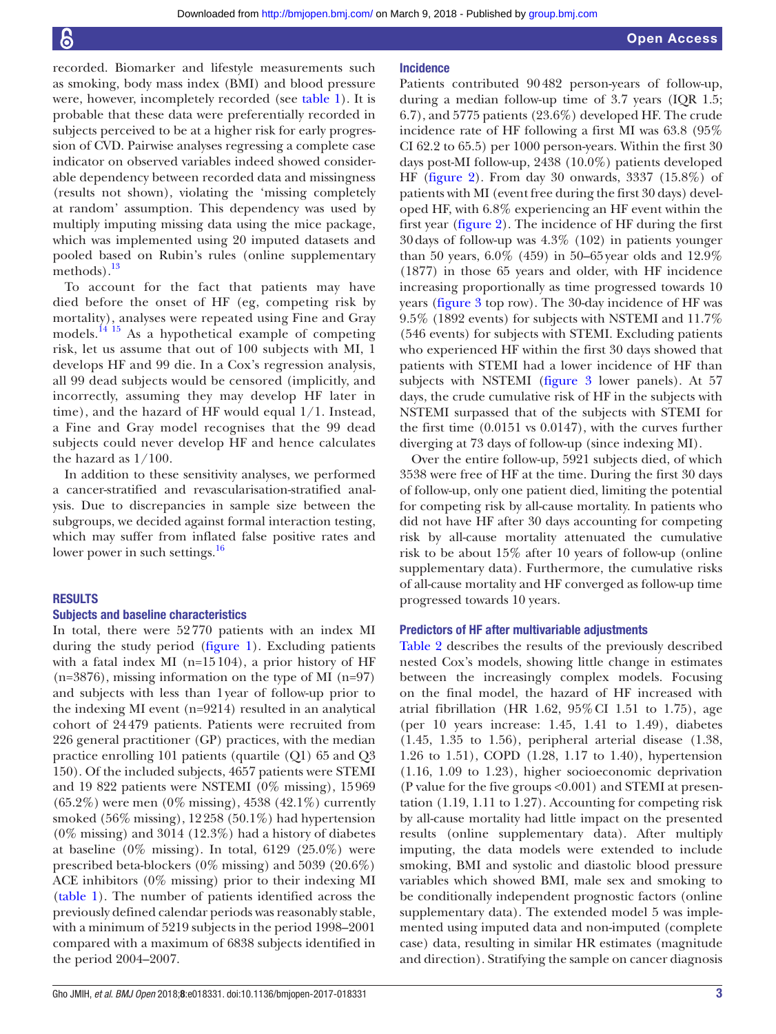recorded. Biomarker and lifestyle measurements such as smoking, body mass index (BMI) and blood pressure were, however, incompletely recorded (see table 1). It is probable that these data were preferentially recorded in subjects perceived to be at a higher risk for early progression of CVD. Pairwise analyses regressing a complete case indicator on observed variables indeed showed considerable dependency between recorded data and missingness (results not shown), violating the 'missing completely at random' assumption. This dependency was used by multiply imputing missing data using the mice package, which was implemented using 20 imputed datasets and pooled based on Rubin's rules (online supplementary methods).[13]

To account for the fact that patients may have died before the onset of HF (eg, competing risk by mortality), analyses were repeated using Fine and Gray models.[14 15] As a hypothetical example of competing risk, let us assume that out of 100 subjects with MI, 1 develops HF and 99 die. In a Cox's regression analysis, all 99 dead subjects would be censored (implicitly, and incorrectly, assuming they may develop HF later in time), and the hazard of HF would equal 1/1. Instead, a Fine and Gray model recognises that the 99 dead subjects could never develop HF and hence calculates the hazard as 1/100.

In addition to these sensitivity analyses, we performed a cancer-stratified and revascularisation-stratified analysis. Due to discrepancies in sample size between the subgroups, we decided against formal interaction testing, which may suffer from inflated false positive rates and lower power in such settings.[16]

## RESULTS

### Subjects and baseline characteristics

In total, there were 52 770 patients with an index MI during the study period (figure 1). Excluding patients with a fatal index MI (n=15 104), a prior history of HF (n=3876), missing information on the type of MI (n=97) and subjects with less than 1 year of follow-up prior to the indexing MI event (n=9214) resulted in an analytical cohort of 24 479 patients. Patients were recruited from 226 general practitioner (GP) practices, with the median practice enrolling 101 patients (quartile (Q1) 65 and Q3 150). Of the included subjects, 4657 patients were STEMI and 19 822 patients were NSTEMI (0% missing), 15 969 (65.2%) were men (0% missing), 4538 (42.1%) currently smoked (56% missing), 12 258 (50.1%) had hypertension (0% missing) and 3014 (12.3%) had a history of diabetes at baseline (0% missing). In total, 6129 (25.0%) were prescribed beta-blockers (0% missing) and 5039 (20.6%) ACE inhibitors (0% missing) prior to their indexing MI (table 1). The number of patients identified across the previously defined calendar periods was reasonably stable, with a minimum of 5219 subjects in the period 1998–2001 compared with a maximum of 6838 subjects identified in the period 2004–2007.

### Incidence

Patients contributed 90 482 person-years of follow-up, during a median follow-up time of 3.7 years (IQR 1.5; 6.7), and 5775 patients (23.6%) developed HF. The crude incidence rate of HF following a first MI was 63.8 (95% CI 62.2 to 65.5) per 1000 person-years. Within the first 30 days post-MI follow-up, 2438 (10.0%) patients developed HF (figure 2). From day 30 onwards, 3337 (15.8%) of patients with MI (event free during the first 30 days) developed HF, with 6.8% experiencing an HF event within the first year (figure 2). The incidence of HF during the first 30 days of follow-up was 4.3% (102) in patients younger than 50 years, 6.0% (459) in 50–65 year olds and 12.9% (1877) in those 65 years and older, with HF incidence increasing proportionally as time progressed towards 10 years (figure 3 top row). The 30-day incidence of HF was 9.5% (1892 events) for subjects with NSTEMI and 11.7% (546 events) for subjects with STEMI. Excluding patients who experienced HF within the first 30 days showed that patients with STEMI had a lower incidence of HF than subjects with NSTEMI (figure 3 lower panels). At 57 days, the crude cumulative risk of HF in the subjects with NSTEMI surpassed that of the subjects with STEMI for the first time (0.0151 vs 0.0147), with the curves further diverging at 73 days of follow-up (since indexing MI).

Over the entire follow-up, 5921 subjects died, of which 3538 were free of HF at the time. During the first 30 days of follow-up, only one patient died, limiting the potential for competing risk by all-cause mortality. In patients who did not have HF after 30 days accounting for competing risk by all-cause mortality attenuated the cumulative risk to be about 15% after 10 years of follow-up (online supplementary data). Furthermore, the cumulative risks of all-cause mortality and HF converged as follow-up time progressed towards 10 years.

### Predictors of HF after multivariable adjustments

Table 2 describes the results of the previously described nested Cox's models, showing little change in estimates between the increasingly complex models. Focusing on the final model, the hazard of HF increased with atrial fibrillation (HR 1.62, 95% CI 1.51 to 1.75), age (per 10 years increase: 1.45, 1.41 to 1.49), diabetes (1.45, 1.35 to 1.56), peripheral arterial disease (1.38, 1.26 to 1.51), COPD (1.28, 1.17 to 1.40), hypertension (1.16, 1.09 to 1.23), higher socioeconomic deprivation (P value for the five groups <0.001) and STEMI at presentation (1.19, 1.11 to 1.27). Accounting for competing risk by all-cause mortality had little impact on the presented results (online supplementary data). After multiply imputing, the data models were extended to include smoking, BMI and systolic and diastolic blood pressure variables which showed BMI, male sex and smoking to be conditionally independent prognostic factors (online supplementary data). The extended model 5 was implemented using imputed data and non-imputed (complete case) data, resulting in similar HR estimates (magnitude and direction). Stratifying the sample on cancer diagnosis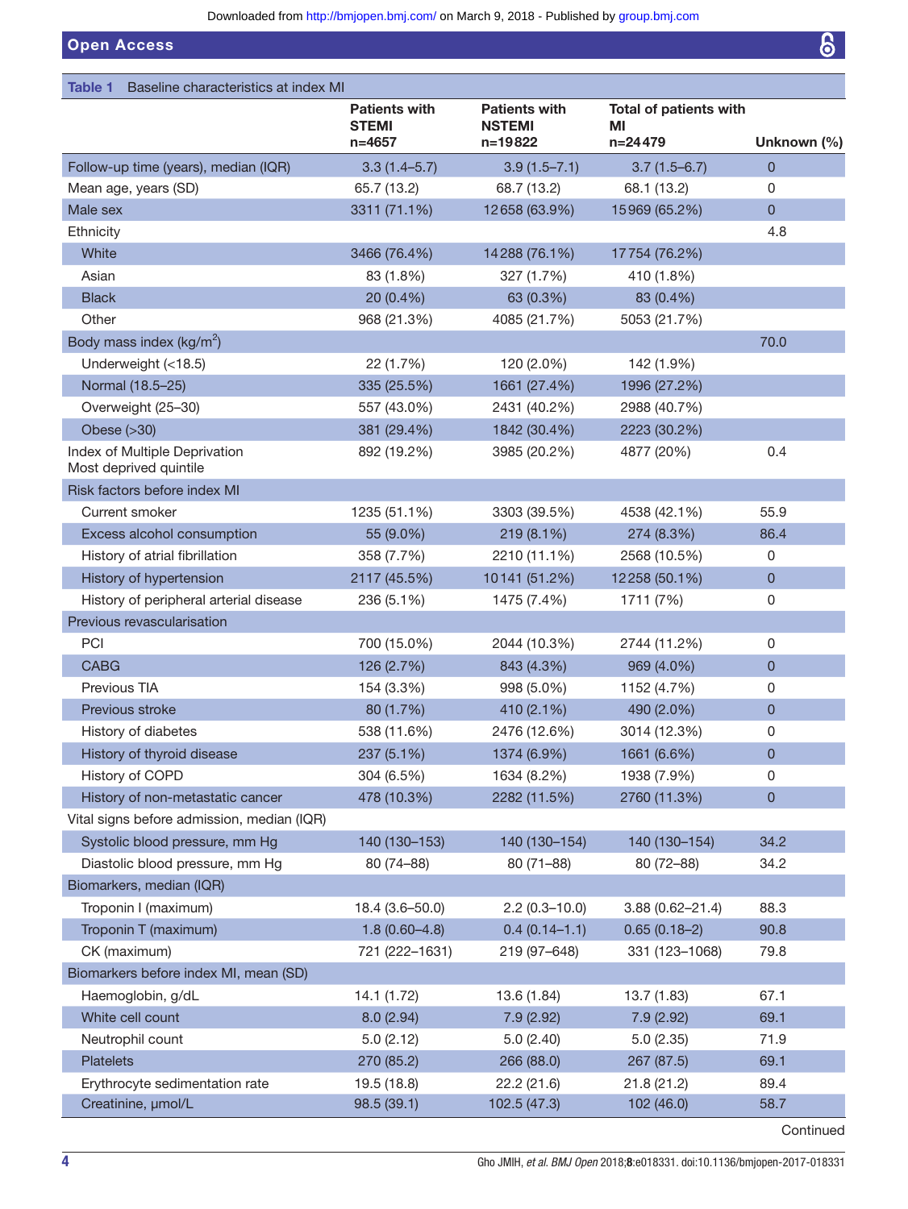**Table 1** Baseline characteristics at index MI

| | Patients with STEMI n=4657 | Patients with NSTEMI n=19822 | Total of patients with MI n=24479 | Unknown (%) |
|---|---|---|---|---|
| Follow-up time (years), median (IQR) | 3.3 (1.4–5.7) | 3.9 (1.5–7.1) | 3.7 (1.5–6.7) | 0 |
| Mean age, years (SD) | 65.7 (13.2) | 68.7 (13.2) | 68.1 (13.2) | 0 |
| Male sex | 3311 (71.1%) | 12658 (63.9%) | 15969 (65.2%) | 0 |
| Ethnicity | | | | 4.8 |
| White | 3466 (76.4%) | 14288 (76.1%) | 17754 (76.2%) | |
| Asian | 83 (1.8%) | 327 (1.7%) | 410 (1.8%) | |
| Black | 20 (0.4%) | 63 (0.3%) | 83 (0.4%) | |
| Other | 968 (21.3%) | 4085 (21.7%) | 5053 (21.7%) | |
| Body mass index (kg/$m^2$) | | | | 70.0 |
| Underweight (<18.5) | 22 (1.7%) | 120 (2.0%) | 142 (1.9%) | |
| Normal (18.5–25) | 335 (25.5%) | 1661 (27.4%) | 1996 (27.2%) | |
| Overweight (25–30) | 557 (43.0%) | 2431 (40.2%) | 2988 (40.7%) | |
| Obese (>30) | 381 (29.4%) | 1842 (30.4%) | 2223 (30.2%) | |
| Index of Multiple Deprivation Most deprived quintile | 892 (19.2%) | 3985 (20.2%) | 4877 (20%) | 0.4 |
| Risk factors before index MI | | | | |
| Current smoker | 1235 (51.1%) | 3303 (39.5%) | 4538 (42.1%) | 55.9 |
| Excess alcohol consumption | 55 (9.0%) | 219 (8.1%) | 274 (8.3%) | 86.4 |
| History of atrial fibrillation | 358 (7.7%) | 2210 (11.1%) | 2568 (10.5%) | 0 |
| History of hypertension | 2117 (45.5%) | 10141 (51.2%) | 12258 (50.1%) | 0 |
| History of peripheral arterial disease | 236 (5.1%) | 1475 (7.4%) | 1711 (7%) | 0 |
| Previous revascularisation | | | | |
| PCI | 700 (15.0%) | 2044 (10.3%) | 2744 (11.2%) | 0 |
| CABG | 126 (2.7%) | 843 (4.3%) | 969 (4.0%) | 0 |
| Previous TIA | 154 (3.3%) | 998 (5.0%) | 1152 (4.7%) | 0 |
| Previous stroke | 80 (1.7%) | 410 (2.1%) | 490 (2.0%) | 0 |
| History of diabetes | 538 (11.6%) | 2476 (12.6%) | 3014 (12.3%) | 0 |
| History of thyroid disease | 237 (5.1%) | 1374 (6.9%) | 1661 (6.6%) | 0 |
| History of COPD | 304 (6.5%) | 1634 (8.2%) | 1938 (7.9%) | 0 |
| History of non-metastatic cancer | 478 (10.3%) | 2282 (11.5%) | 2760 (11.3%) | 0 |
| Vital signs before admission, median (IQR) | | | | |
| Systolic blood pressure, mm Hg | 140 (130–153) | 140 (130–154) | 140 (130–154) | 34.2 |
| Diastolic blood pressure, mm Hg | 80 (74–88) | 80 (71–88) | 80 (72–88) | 34.2 |
| Biomarkers, median (IQR) | | | | |
| Troponin I (maximum) | 18.4 (3.6–50.0) | 2.2 (0.3–10.0) | 3.88 (0.62–21.4) | 88.3 |
| Troponin T (maximum) | 1.8 (0.60–4.8) | 0.4 (0.14–1.1) | 0.65 (0.18–2) | 90.8 |
| CK (maximum) | 721 (222–1631) | 219 (97–648) | 331 (123–1068) | 79.8 |
| Biomarkers before index MI, mean (SD) | | | | |
| Haemoglobin, g/dL | 14.1 (1.72) | 13.6 (1.84) | 13.7 (1.83) | 67.1 |
| White cell count | 8.0 (2.94) | 7.9 (2.92) | 7.9 (2.92) | 69.1 |
| Neutrophil count | 5.0 (2.12) | 5.0 (2.40) | 5.0 (2.35) | 71.9 |
| Platelets | 270 (85.2) | 266 (88.0) | 267 (87.5) | 69.1 |
| Erythrocyte sedimentation rate | 19.5 (18.8) | 22.2 (21.6) | 21.8 (21.2) | 89.4 |
| Creatinine, μmol/L | 98.5 (39.1) | 102.5 (47.3) | 102 (46.0) | 58.7 |

Continued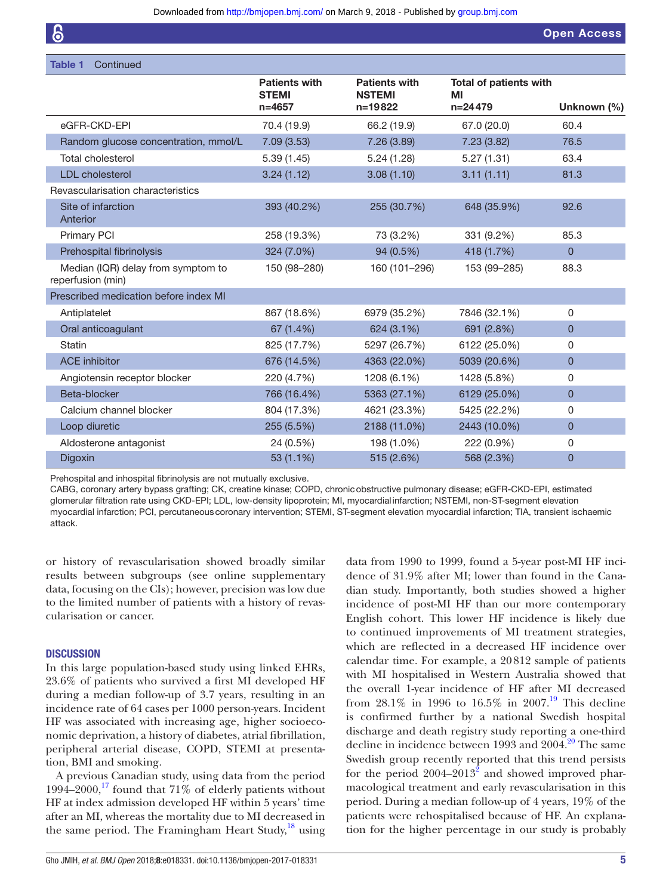**Table 1** Continued

| | Patients with STEMI n=4657 | Patients with NSTEMI n=19822 | Total of patients with MI n=24479 | Unknown (%) |
|---|---|---|---|---|
| eGFR-CKD-EPI | 70.4 (19.9) | 66.2 (19.9) | 67.0 (20.0) | 60.4 |
| Random glucose concentration, mmol/L | 7.09 (3.53) | 7.26 (3.89) | 7.23 (3.82) | 76.5 |
| Total cholesterol | 5.39 (1.45) | 5.24 (1.28) | 5.27 (1.31) | 63.4 |
| LDL cholesterol | 3.24 (1.12) | 3.08 (1.10) | 3.11 (1.11) | 81.3 |
| Revascularisation characteristics | | | | |
| Site of infarction Anterior | 393 (40.2%) | 255 (30.7%) | 648 (35.9%) | 92.6 |
| Primary PCI | 258 (19.3%) | 73 (3.2%) | 331 (9.2%) | 85.3 |
| Prehospital fibrinolysis | 324 (7.0%) | 94 (0.5%) | 418 (1.7%) | 0 |
| Median (IQR) delay from symptom to reperfusion (min) | 150 (98–280) | 160 (101–296) | 153 (99–285) | 88.3 |
| Prescribed medication before index MI | | | | |
| Antiplatelet | 867 (18.6%) | 6979 (35.2%) | 7846 (32.1%) | 0 |
| Oral anticoagulant | 67 (1.4%) | 624 (3.1%) | 691 (2.8%) | 0 |
| Statin | 825 (17.7%) | 5297 (26.7%) | 6122 (25.0%) | 0 |
| ACE inhibitor | 676 (14.5%) | 4363 (22.0%) | 5039 (20.6%) | 0 |
| Angiotensin receptor blocker | 220 (4.7%) | 1208 (6.1%) | 1428 (5.8%) | 0 |
| Beta-blocker | 766 (16.4%) | 5363 (27.1%) | 6129 (25.0%) | 0 |
| Calcium channel blocker | 804 (17.3%) | 4621 (23.3%) | 5425 (22.2%) | 0 |
| Loop diuretic | 255 (5.5%) | 2188 (11.0%) | 2443 (10.0%) | 0 |
| Aldosterone antagonist | 24 (0.5%) | 198 (1.0%) | 222 (0.9%) | 0 |
| Digoxin | 53 (1.1%) | 515 (2.6%) | 568 (2.3%) | 0 |

Prehospital and inhospital fibrinolysis are not mutually exclusive.

CABG, coronary artery bypass grafting; CK, creatine kinase; COPD, chronic obstructive pulmonary disease; eGFR-CKD-EPI, estimated glomerular filtration rate using CKD-EPI; LDL, low-density lipoprotein; MI, myocardial infarction; NSTEMI, non-ST-segment elevation myocardial infarction; PCI, percutaneous coronary intervention; STEMI, ST-segment elevation myocardial infarction; TIA, transient ischaemic attack.

or history of revascularisation showed broadly similar results between subgroups (see online supplementary data, focusing on the CIs); however, precision was low due to the limited number of patients with a history of revascularisation or cancer.

## DISCUSSION

In this large population-based study using linked EHRs, 23.6% of patients who survived a first MI developed HF during a median follow-up of 3.7 years, resulting in an incidence rate of 64 cases per 1000 person-years. Incident HF was associated with increasing age, higher socioeconomic deprivation, a history of diabetes, atrial fibrillation, peripheral arterial disease, COPD, STEMI at presentation, BMI and smoking.

A previous Canadian study, using data from the period 1994–2000,[17] found that 71% of elderly patients without HF at index admission developed HF within 5 years' time after an MI, whereas the mortality due to MI decreased in the same period. The Framingham Heart Study,[18] using data from 1990 to 1999, found a 5-year post-MI HF incidence of 31.9% after MI; lower than found in the Canadian study. Importantly, both studies showed a higher incidence of post-MI HF than our more contemporary English cohort. This lower HF incidence is likely due to continued improvements of MI treatment strategies, which are reflected in a decreased HF incidence over calendar time. For example, a 20812 sample of patients with MI hospitalised in Western Australia showed that the overall 1-year incidence of HF after MI decreased from 28.1% in 1996 to 16.5% in 2007.[19] This decline is confirmed further by a national Swedish hospital discharge and death registry study reporting a one-third decline in incidence between 1993 and 2004.[20] The same Swedish group recently reported that this trend persists for the period 2004–2013[2] and showed improved pharmacological treatment and early revascularisation in this period. During a median follow-up of 4 years, 19% of the patients were rehospitalised because of HF. An explanation for the higher percentage in our study is probably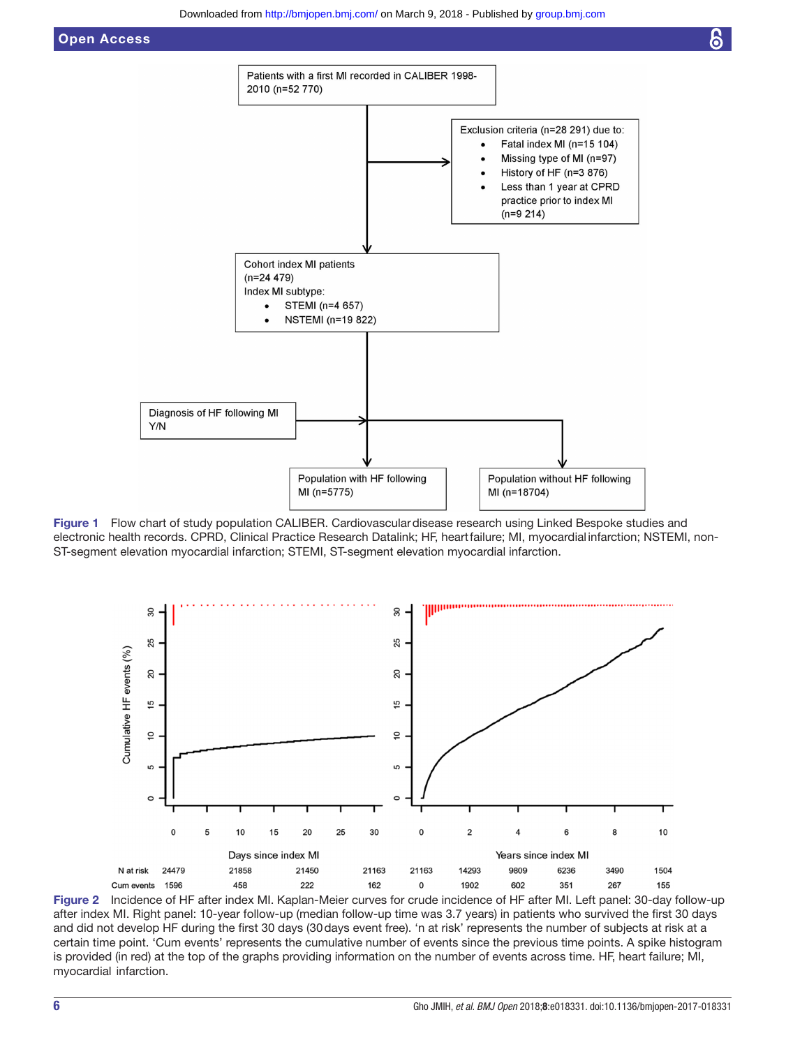Patients with a first MI recorded in CALIBER 1998-2010 (n=52 770)

Exclusion criteria (n=28 291) due to:

- Fatal index MI (n=15 104)
- Missing type of MI (n=97)
- History of HF (n=3 876)
- Less than 1 year at CPRD practice prior to index MI (n=9 214)

Cohort index MI patients (n=24 479)
Index MI subtype:

- STEMI (n=4 657)
- NSTEMI (n=19 822)

Diagnosis of HF following MI Y/N

Population with HF following MI (n=5775)

Population without HF following MI (n=18704)

**Figure 1** Flow chart of study population CALIBER. Cardiovascular disease research using Linked Bespoke studies and electronic health records. CPRD, Clinical Practice Research Datalink; HF, heart failure; MI, myocardial infarction; NSTEMI, non-ST-segment elevation myocardial infarction; STEMI, ST-segment elevation myocardial infarction.

| Days since index MI | 0 | 10 | 20 | 30 |
|---|---|---|---|---|
| N at risk | 24479 | 21858 | 21450 | 21163 |
| Cum events | 1596 | 458 | 222 | 162 |

| Years since index MI | 0 | 2 | 4 | 6 | 8 | 10 |
|---|---|---|---|---|---|---|
| N at risk | 21163 | 14293 | 9809 | 6236 | 3490 | 1504 |
| Cum events | 0 | 1902 | 602 | 351 | 267 | 155 |

**Figure 2** Incidence of HF after index MI. Kaplan-Meier curves for crude incidence of HF after MI. Left panel: 30-day follow-up after index MI. Right panel: 10-year follow-up (median follow-up time was 3.7 years) in patients who survived the first 30 days and did not develop HF during the first 30 days (30 days event free). 'n at risk' represents the number of subjects at risk at a certain time point. 'Cum events' represents the cumulative number of events since the previous time points. A spike histogram is provided (in red) at the top of the graphs providing information on the number of events across time. HF, heart failure; MI, myocardial infarction.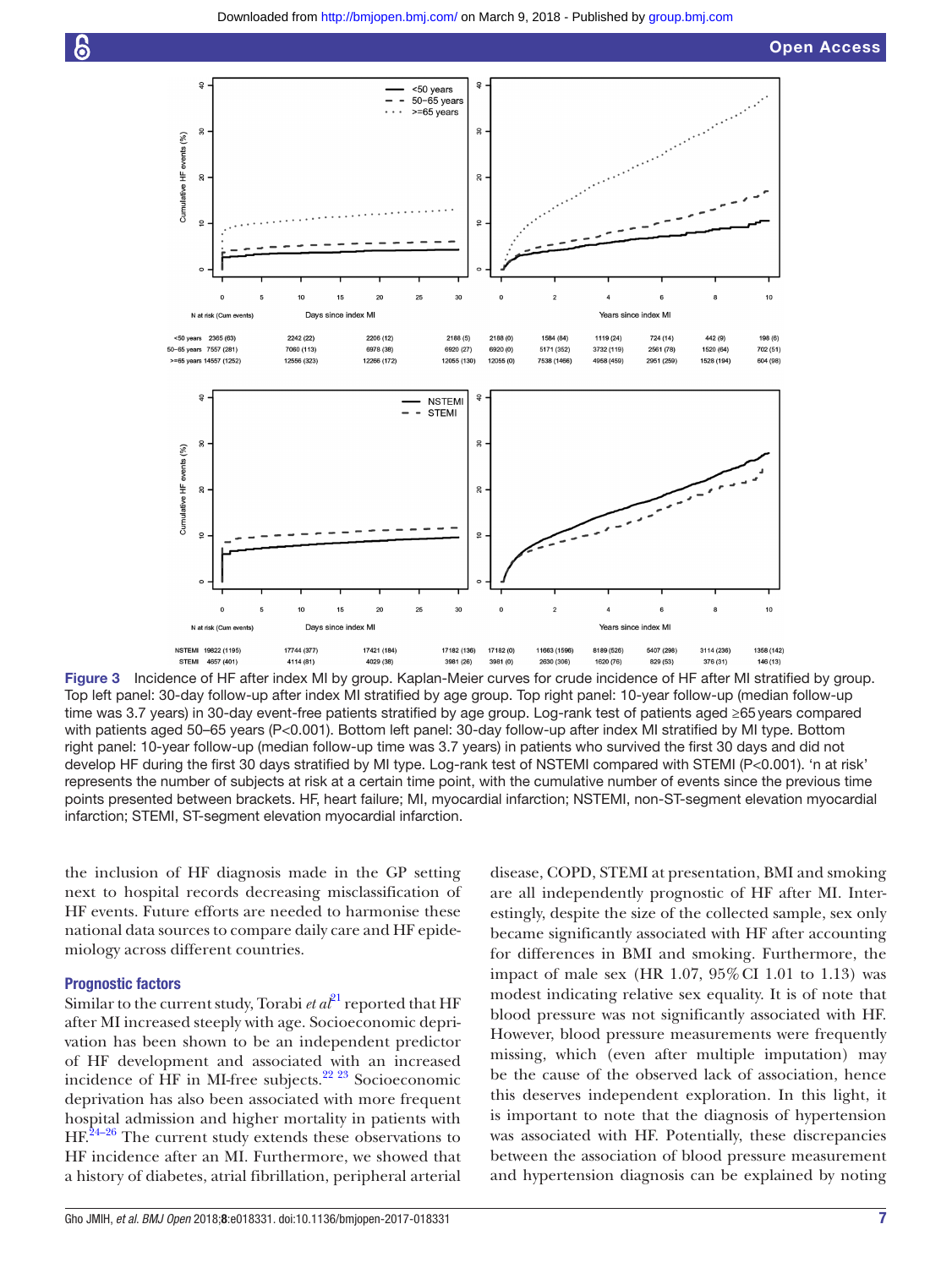Figure 3 Incidence of HF after index MI by group. Kaplan-Meier curves for crude incidence of HF after MI stratified by group. Top left panel: 30-day follow-up after index MI stratified by age group. Top right panel: 10-year follow-up (median follow-up time was 3.7 years) in 30-day event-free patients stratified by age group. Log-rank test of patients aged ≥65 years compared with patients aged 50–65 years (P<0.001). Bottom left panel: 30-day follow-up after index MI stratified by MI type. Bottom right panel: 10-year follow-up (median follow-up time was 3.7 years) in patients who survived the first 30 days and did not develop HF during the first 30 days stratified by MI type. Log-rank test of NSTEMI compared with STEMI (P<0.001). 'n at risk' represents the number of subjects at risk at a certain time point, with the cumulative number of events since the previous time points presented between brackets. HF, heart failure; MI, myocardial infarction; NSTEMI, non-ST-segment elevation myocardial infarction; STEMI, ST-segment elevation myocardial infarction.

the inclusion of HF diagnosis made in the GP setting next to hospital records decreasing misclassification of HF events. Future efforts are needed to harmonise these national data sources to compare daily care and HF epidemiology across different countries.

### Prognostic factors

Similar to the current study, Torabi *et al*[21] reported that HF after MI increased steeply with age. Socioeconomic deprivation has been shown to be an independent predictor of HF development and associated with an increased incidence of HF in MI-free subjects.[22 23] Socioeconomic deprivation has also been associated with more frequent hospital admission and higher mortality in patients with HF.[24–26] The current study extends these observations to HF incidence after an MI. Furthermore, we showed that a history of diabetes, atrial fibrillation, peripheral arterial disease, COPD, STEMI at presentation, BMI and smoking are all independently prognostic of HF after MI. Interestingly, despite the size of the collected sample, sex only became significantly associated with HF after accounting for differences in BMI and smoking. Furthermore, the impact of male sex (HR 1.07, 95% CI 1.01 to 1.13) was modest indicating relative sex equality. It is of note that blood pressure was not significantly associated with HF. However, blood pressure measurements were frequently missing, which (even after multiple imputation) may be the cause of the observed lack of association, hence this deserves independent exploration. In this light, it is important to note that the diagnosis of hypertension was associated with HF. Potentially, these discrepancies between the association of blood pressure measurement and hypertension diagnosis can be explained by noting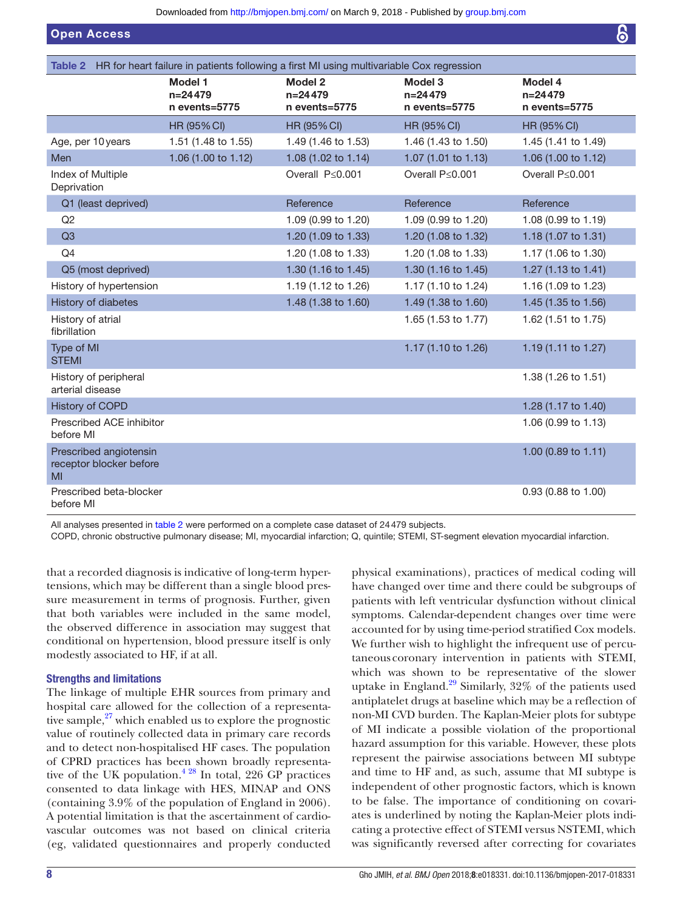**Table 2** HR for heart failure in patients following a first MI using multivariable Cox regression

| | Model 1 n=24 479 n events=5775 | Model 2 n=24 479 n events=5775 | Model 3 n=24 479 n events=5775 | Model 4 n=24 479 n events=5775 |
|---|---|---|---|---|
| | HR (95% CI) | HR (95% CI) | HR (95% CI) | HR (95% CI) |
| Age, per 10 years | 1.51 (1.48 to 1.55) | 1.49 (1.46 to 1.53) | 1.46 (1.43 to 1.50) | 1.45 (1.41 to 1.49) |
| Men | 1.06 (1.00 to 1.12) | 1.08 (1.02 to 1.14) | 1.07 (1.01 to 1.13) | 1.06 (1.00 to 1.12) |
| Index of Multiple Deprivation | | Overall P≤0.001 | Overall P≤0.001 | Overall P≤0.001 |
| Q1 (least deprived) | | Reference | Reference | Reference |
| Q2 | | 1.09 (0.99 to 1.20) | 1.09 (0.99 to 1.20) | 1.08 (0.99 to 1.19) |
| Q3 | | 1.20 (1.09 to 1.33) | 1.20 (1.08 to 1.32) | 1.18 (1.07 to 1.31) |
| Q4 | | 1.20 (1.08 to 1.33) | 1.20 (1.08 to 1.33) | 1.17 (1.06 to 1.30) |
| Q5 (most deprived) | | 1.30 (1.16 to 1.45) | 1.30 (1.16 to 1.45) | 1.27 (1.13 to 1.41) |
| History of hypertension | | 1.19 (1.12 to 1.26) | 1.17 (1.10 to 1.24) | 1.16 (1.09 to 1.23) |
| History of diabetes | | 1.48 (1.38 to 1.60) | 1.49 (1.38 to 1.60) | 1.45 (1.35 to 1.56) |
| History of atrial fibrillation | | | 1.65 (1.53 to 1.77) | 1.62 (1.51 to 1.75) |
| Type of MI STEMI | | | 1.17 (1.10 to 1.26) | 1.19 (1.11 to 1.27) |
| History of peripheral arterial disease | | | | 1.38 (1.26 to 1.51) |
| History of COPD | | | | 1.28 (1.17 to 1.40) |
| Prescribed ACE inhibitor before MI | | | | 1.06 (0.99 to 1.13) |
| Prescribed angiotensin receptor blocker before MI | | | | 1.00 (0.89 to 1.11) |
| Prescribed beta-blocker before MI | | | | 0.93 (0.88 to 1.00) |

All analyses presented in table 2 were performed on a complete case dataset of 24 479 subjects.
COPD, chronic obstructive pulmonary disease; MI, myocardial infarction; Q, quintile; STEMI, ST-segment elevation myocardial infarction.

that a recorded diagnosis is indicative of long-term hypertensions, which may be different than a single blood pressure measurement in terms of prognosis. Further, given that both variables were included in the same model, the observed difference in association may suggest that conditional on hypertension, blood pressure itself is only modestly associated to HF, if at all.

### Strengths and limitations

The linkage of multiple EHR sources from primary and hospital care allowed for the collection of a representative sample,[27] which enabled us to explore the prognostic value of routinely collected data in primary care records and to detect non-hospitalised HF cases. The population of CPRD practices has been shown broadly representative of the UK population.[4 28] In total, 226 GP practices consented to data linkage with HES, MINAP and ONS (containing 3.9% of the population of England in 2006). A potential limitation is that the ascertainment of cardiovascular outcomes was not based on clinical criteria (eg, validated questionnaires and properly conducted physical examinations), practices of medical coding will have changed over time and there could be subgroups of patients with left ventricular dysfunction without clinical symptoms. Calendar-dependent changes over time were accounted for by using time-period stratified Cox models. We further wish to highlight the infrequent use of percutaneous coronary intervention in patients with STEMI, which was shown to be representative of the slower uptake in England.[29] Similarly, 32% of the patients used antiplatelet drugs at baseline which may be a reflection of non-MI CVD burden. The Kaplan-Meier plots for subtype of MI indicate a possible violation of the proportional hazard assumption for this variable. However, these plots represent the pairwise associations between MI subtype and time to HF and, as such, assume that MI subtype is independent of other prognostic factors, which is known to be false. The importance of conditioning on covariates is underlined by noting the Kaplan-Meier plots indicating a protective effect of STEMI versus NSTEMI, which was significantly reversed after correcting for covariates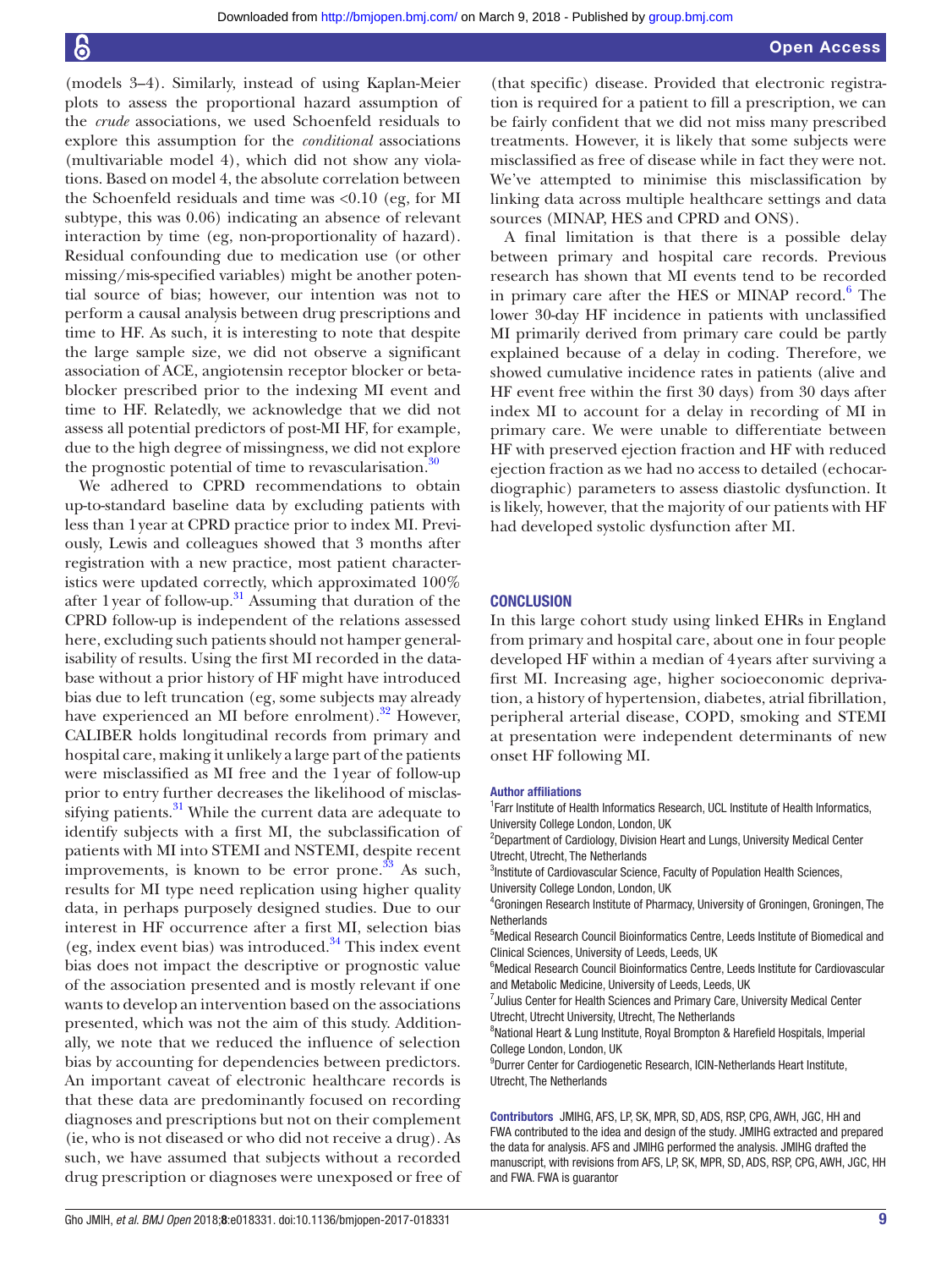(models 3–4). Similarly, instead of using Kaplan-Meier plots to assess the proportional hazard assumption of the *crude* associations, we used Schoenfeld residuals to explore this assumption for the *conditional* associations (multivariable model 4), which did not show any violations. Based on model 4, the absolute correlation between the Schoenfeld residuals and time was <0.10 (eg, for MI subtype, this was 0.06) indicating an absence of relevant interaction by time (eg, non-proportionality of hazard). Residual confounding due to medication use (or other missing/mis-specified variables) might be another potential source of bias; however, our intention was not to perform a causal analysis between drug prescriptions and time to HF. As such, it is interesting to note that despite the large sample size, we did not observe a significant association of ACE, angiotensin receptor blocker or beta-blocker prescribed prior to the indexing MI event and time to HF. Relatedly, we acknowledge that we did not assess all potential predictors of post-MI HF, for example, due to the high degree of missingness, we did not explore the prognostic potential of time to revascularisation.[30]

We adhered to CPRD recommendations to obtain up-to-standard baseline data by excluding patients with less than 1 year at CPRD practice prior to index MI. Previously, Lewis and colleagues showed that 3 months after registration with a new practice, most patient characteristics were updated correctly, which approximated 100% after 1 year of follow-up.[31] Assuming that duration of the CPRD follow-up is independent of the relations assessed here, excluding such patients should not hamper generalisability of results. Using the first MI recorded in the database without a prior history of HF might have introduced bias due to left truncation (eg, some subjects may already have experienced an MI before enrolment).[32] However, CALIBER holds longitudinal records from primary and hospital care, making it unlikely a large part of the patients were misclassified as MI free and the 1 year of follow-up prior to entry further decreases the likelihood of misclassifying patients.[31] While the current data are adequate to identify subjects with a first MI, the subclassification of patients with MI into STEMI and NSTEMI, despite recent improvements, is known to be error prone.[33] As such, results for MI type need replication using higher quality data, in perhaps purposely designed studies. Due to our interest in HF occurrence after a first MI, selection bias (eg, index event bias) was introduced.[34] This index event bias does not impact the descriptive or prognostic value of the association presented and is mostly relevant if one wants to develop an intervention based on the associations presented, which was not the aim of this study. Additionally, we note that we reduced the influence of selection bias by accounting for dependencies between predictors. An important caveat of electronic healthcare records is that these data are predominantly focused on recording diagnoses and prescriptions but not on their complement (ie, who is not diseased or who did not receive a drug). As such, we have assumed that subjects without a recorded drug prescription or diagnoses were unexposed or free of (that specific) disease. Provided that electronic registration is required for a patient to fill a prescription, we can be fairly confident that we did not miss many prescribed treatments. However, it is likely that some subjects were misclassified as free of disease while in fact they were not. We've attempted to minimise this misclassification by linking data across multiple healthcare settings and data sources (MINAP, HES and CPRD and ONS).

A final limitation is that there is a possible delay between primary and hospital care records. Previous research has shown that MI events tend to be recorded in primary care after the HES or MINAP record.[6] The lower 30-day HF incidence in patients with unclassified MI primarily derived from primary care could be partly explained because of a delay in coding. Therefore, we showed cumulative incidence rates in patients (alive and HF event free within the first 30 days) from 30 days after index MI to account for a delay in recording of MI in primary care. We were unable to differentiate between HF with preserved ejection fraction and HF with reduced ejection fraction as we had no access to detailed (echocardiographic) parameters to assess diastolic dysfunction. It is likely, however, that the majority of our patients with HF had developed systolic dysfunction after MI.

## CONCLUSION

In this large cohort study using linked EHRs in England from primary and hospital care, about one in four people developed HF within a median of 4 years after surviving a first MI. Increasing age, higher socioeconomic deprivation, a history of hypertension, diabetes, atrial fibrillation, peripheral arterial disease, COPD, smoking and STEMI at presentation were independent determinants of new onset HF following MI.

**Author affiliations**

[1]Farr Institute of Health Informatics Research, UCL Institute of Health Informatics, University College London, London, UK
[2]Department of Cardiology, Division Heart and Lungs, University Medical Center Utrecht, Utrecht, The Netherlands
[3]Institute of Cardiovascular Science, Faculty of Population Health Sciences, University College London, London, UK
[4]Groningen Research Institute of Pharmacy, University of Groningen, Groningen, The Netherlands
[5]Medical Research Council Bioinformatics Centre, Leeds Institute of Biomedical and Clinical Sciences, University of Leeds, Leeds, UK
[6]Medical Research Council Bioinformatics Centre, Leeds Institute for Cardiovascular and Metabolic Medicine, University of Leeds, Leeds, UK
[7]Julius Center for Health Sciences and Primary Care, University Medical Center Utrecht, Utrecht University, Utrecht, The Netherlands
[8]National Heart & Lung Institute, Royal Brompton & Harefield Hospitals, Imperial College London, London, UK
[9]Durrer Center for Cardiogenetic Research, ICIN-Netherlands Heart Institute, Utrecht, The Netherlands

**Contributors** JMIHG, AFS, LP, SK, MPR, SD, ADS, RSP, CPG, AWH, JGC, HH and FWA contributed to the idea and design of the study. JMIHG extracted and prepared the data for analysis. AFS and JMIHG performed the analysis. JMIHG drafted the manuscript, with revisions from AFS, LP, SK, MPR, SD, ADS, RSP, CPG, AWH, JGC, HH and FWA. FWA is guarantor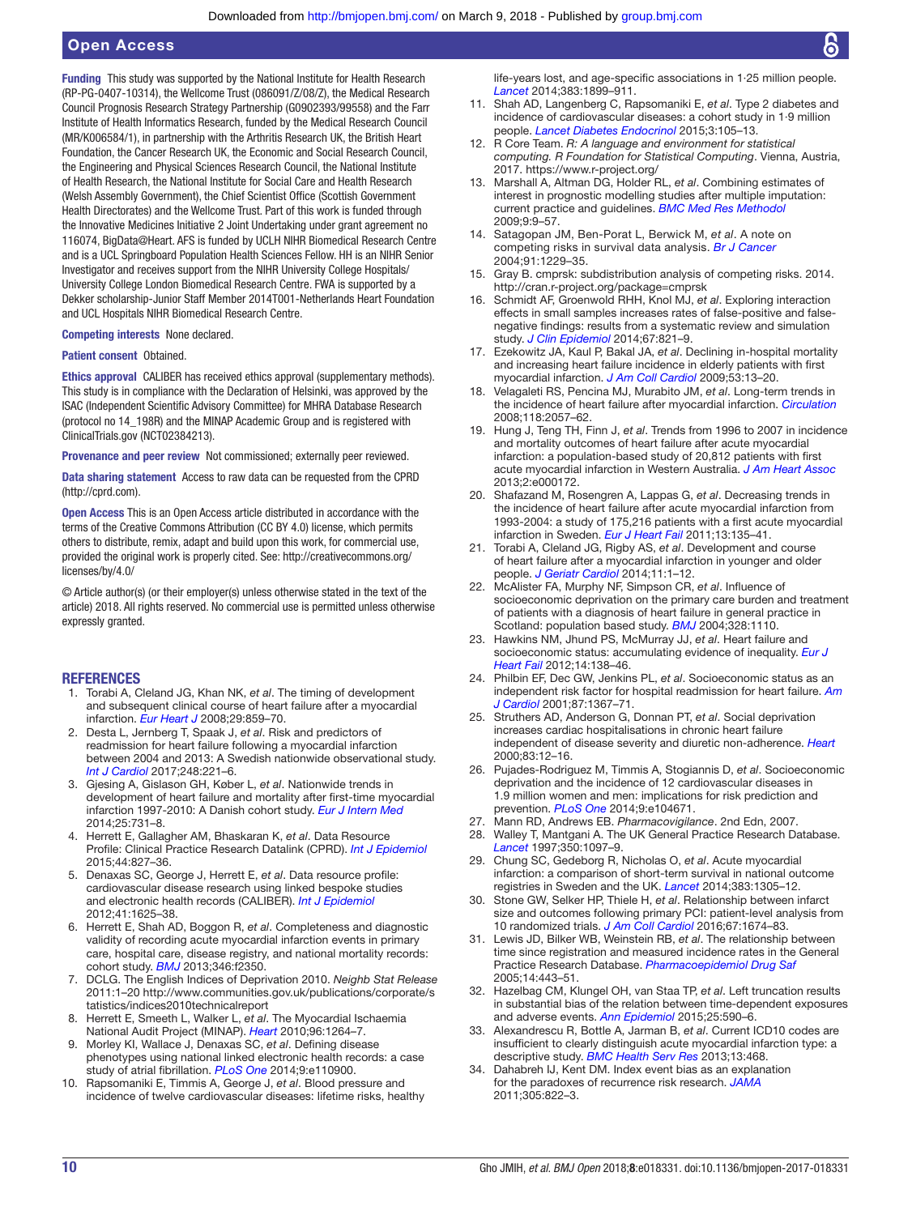**Funding** This study was supported by the National Institute for Health Research (RP-PG-0407-10314), the Wellcome Trust (086091/Z/08/Z), the Medical Research Council Prognosis Research Strategy Partnership (G0902393/99558) and the Farr Institute of Health Informatics Research, funded by the Medical Research Council (MR/K006584/1), in partnership with the Arthritis Research UK, the British Heart Foundation, the Cancer Research UK, the Economic and Social Research Council, the Engineering and Physical Sciences Research Council, the National Institute of Health Research, the National Institute for Social Care and Health Research (Welsh Assembly Government), the Chief Scientist Office (Scottish Government Health Directorates) and the Wellcome Trust. Part of this work is funded through the Innovative Medicines Initiative 2 Joint Undertaking under grant agreement no 116074, BigData@Heart. AFS is funded by UCLH NIHR Biomedical Research Centre and is a UCL Springboard Population Health Sciences Fellow. HH is an NIHR Senior Investigator and receives support from the NIHR University College Hospitals/University College London Biomedical Research Centre. FWA is supported by a Dekker scholarship-Junior Staff Member 2014T001-Netherlands Heart Foundation and UCL Hospitals NIHR Biomedical Research Centre.

**Competing interests** None declared.

**Patient consent** Obtained.

**Ethics approval** CALIBER has received ethics approval (supplementary methods). This study is in compliance with the Declaration of Helsinki, was approved by the ISAC (Independent Scientific Advisory Committee) for MHRA Database Research (protocol no 14_198R) and the MINAP Academic Group and is registered with ClinicalTrials.gov (NCT02384213).

**Provenance and peer review** Not commissioned; externally peer reviewed.

**Data sharing statement** Access to raw data can be requested from the CPRD (http://cprd.com).

**Open Access** This is an Open Access article distributed in accordance with the terms of the Creative Commons Attribution (CC BY 4.0) license, which permits others to distribute, remix, adapt and build upon this work, for commercial use, provided the original work is properly cited. See: http://creativecommons.org/licenses/by/4.0/

© Article author(s) (or their employer(s) unless otherwise stated in the text of the article) 2018. All rights reserved. No commercial use is permitted unless otherwise expressly granted.

## REFERENCES

1. Torabi A, Cleland JG, Khan NK, *et al*. The timing of development and subsequent clinical course of heart failure after a myocardial infarction. *Eur Heart J* 2008;29:859–70.
2. Desta L, Jernberg T, Spaak J, *et al*. Risk and predictors of readmission for heart failure following a myocardial infarction between 2004 and 2013: A Swedish nationwide observational study. *Int J Cardiol* 2017;248:221–6.
3. Gjesing A, Gislason GH, Køber L, *et al*. Nationwide trends in development of heart failure and mortality after first-time myocardial infarction 1997-2010: A Danish cohort study. *Eur J Intern Med* 2014;25:731–8.
4. Herrett E, Gallagher AM, Bhaskaran K, *et al*. Data Resource Profile: Clinical Practice Research Datalink (CPRD). *Int J Epidemiol* 2015;44:827–36.
5. Denaxas SC, George J, Herrett E, *et al*. Data resource profile: cardiovascular disease research using linked bespoke studies and electronic health records (CALIBER). *Int J Epidemiol* 2012;41:1625–38.
6. Herrett E, Shah AD, Boggon R, *et al*. Completeness and diagnostic validity of recording acute myocardial infarction events in primary care, hospital care, disease registry, and national mortality records: cohort study. *BMJ* 2013;346:f2350.
7. DCLG. The English Indices of Deprivation 2010. *Neighb Stat Release* 2011:1–20 http://www.communities.gov.uk/publications/corporate/statistics/indices2010technicalreport
8. Herrett E, Smeeth L, Walker L, *et al*. The Myocardial Ischaemia National Audit Project (MINAP). *Heart* 2010;96:1264–7.
9. Morley KI, Wallace J, Denaxas SC, *et al*. Defining disease phenotypes using national linked electronic health records: a case study of atrial fibrillation. *PLoS One* 2014;9:e110900.
10. Rapsomaniki E, Timmis A, George J, *et al*. Blood pressure and incidence of twelve cardiovascular diseases: lifetime risks, healthy life-years lost, and age-specific associations in 1·25 million people. *Lancet* 2014;383:1899–911.
11. Shah AD, Langenberg C, Rapsomaniki E, *et al*. Type 2 diabetes and incidence of cardiovascular diseases: a cohort study in 1·9 million people. *Lancet Diabetes Endocrinol* 2015;3:105–13.
12. R Core Team. *R: A language and environment for statistical computing. R Foundation for Statistical Computing*. Vienna, Austria, 2017. https://www.r-project.org/
13. Marshall A, Altman DG, Holder RL, *et al*. Combining estimates of interest in prognostic modelling studies after multiple imputation: current practice and guidelines. *BMC Med Res Methodol* 2009;9:9–57.
14. Satagopan JM, Ben-Porat L, Berwick M, *et al*. A note on competing risks in survival data analysis. *Br J Cancer* 2004;91:1229–35.
15. Gray B. cmprsk: subdistribution analysis of competing risks. 2014. http://cran.r-project.org/package=cmprsk
16. Schmidt AF, Groenwold RHH, Knol MJ, *et al*. Exploring interaction effects in small samples increases rates of false-positive and false-negative findings: results from a systematic review and simulation study. *J Clin Epidemiol* 2014;67:821–9.
17. Ezekowitz JA, Kaul P, Bakal JA, *et al*. Declining in-hospital mortality and increasing heart failure incidence in elderly patients with first myocardial infarction. *J Am Coll Cardiol* 2009;53:13–20.
18. Velagaleti RS, Pencina MJ, Murabito JM, *et al*. Long-term trends in the incidence of heart failure after myocardial infarction. *Circulation* 2008;118:2057–62.
19. Hung J, Teng TH, Finn J, *et al*. Trends from 1996 to 2007 in incidence and mortality outcomes of heart failure after acute myocardial infarction: a population-based study of 20,812 patients with first acute myocardial infarction in Western Australia. *J Am Heart Assoc* 2013;2:e000172.
20. Shafazand M, Rosengren A, Lappas G, *et al*. Decreasing trends in the incidence of heart failure after acute myocardial infarction from 1993-2004: a study of 175,216 patients with a first acute myocardial infarction in Sweden. *Eur J Heart Fail* 2011;13:135–41.
21. Torabi A, Cleland JG, Rigby AS, *et al*. Development and course of heart failure after a myocardial infarction in younger and older people. *J Geriatr Cardiol* 2014;11:1–12.
22. McAlister FA, Murphy NF, Simpson CR, *et al*. Influence of socioeconomic deprivation on the primary care burden and treatment of patients with a diagnosis of heart failure in general practice in Scotland: population based study. *BMJ* 2004;328:1110.
23. Hawkins NM, Jhund PS, McMurray JJ, *et al*. Heart failure and socioeconomic status: accumulating evidence of inequality. *Eur J Heart Fail* 2012;14:138–46.
24. Philbin EF, Dec GW, Jenkins PL, *et al*. Socioeconomic status as an independent risk factor for hospital readmission for heart failure. *Am J Cardiol* 2001;87:1367–71.
25. Struthers AD, Anderson G, Donnan PT, *et al*. Social deprivation increases cardiac hospitalisations in chronic heart failure independent of disease severity and diuretic non-adherence. *Heart* 2000;83:12–16.
26. Pujades-Rodriguez M, Timmis A, Stogiannis D, *et al*. Socioeconomic deprivation and the incidence of 12 cardiovascular diseases in 1.9 million women and men: implications for risk prediction and prevention. *PLoS One* 2014;9:e104671.
27. Mann RD, Andrews EB. *Pharmacovigilance*. 2nd Edn, 2007.
28. Walley T, Mantgani A. The UK General Practice Research Database. *Lancet* 1997;350:1097–9.
29. Chung SC, Gedeborg R, Nicholas O, *et al*. Acute myocardial infarction: a comparison of short-term survival in national outcome registries in Sweden and the UK. *Lancet* 2014;383:1305–12.
30. Stone GW, Selker HP, Thiele H, *et al*. Relationship between infarct size and outcomes following primary PCI: patient-level analysis from 10 randomized trials. *J Am Coll Cardiol* 2016;67:1674–83.
31. Lewis JD, Bilker WB, Weinstein RB, *et al*. The relationship between time since registration and measured incidence rates in the General Practice Research Database. *Pharmacoepidemiol Drug Saf* 2005;14:443–51.
32. Hazelbag CM, Klungel OH, van Staa TP, *et al*. Left truncation results in substantial bias of the relation between time-dependent exposures and adverse events. *Ann Epidemiol* 2015;25:590–6.
33. Alexandrescu R, Bottle A, Jarman B, *et al*. Current ICD10 codes are insufficient to clearly distinguish acute myocardial infarction type: a descriptive study. *BMC Health Serv Res* 2013;13:468.
34. Dahabreh IJ, Kent DM. Index event bias as an explanation for the paradoxes of recurrence risk research. *JAMA* 2011;305:822–3.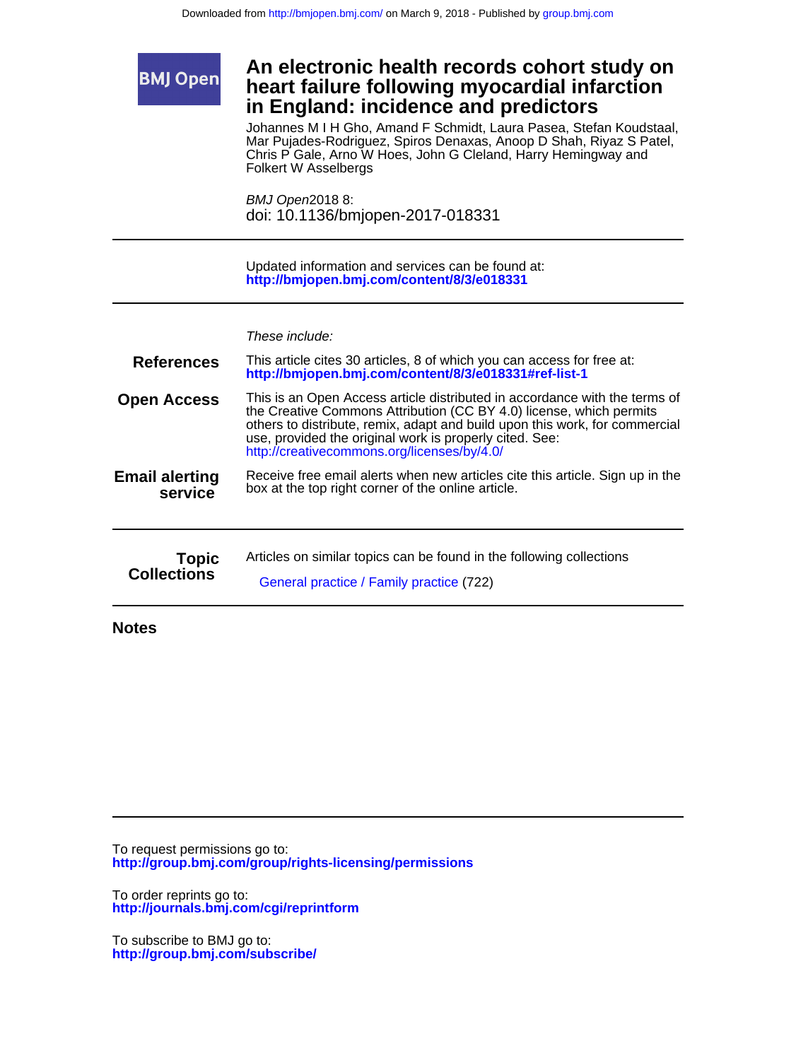Downloaded from http://bmjopen.bmj.com/ on March 9, 2018 - Published by group.bmj.com

BMJ Open

# An electronic health records cohort study on heart failure following myocardial infarction in England: incidence and predictors

Johannes M I H Gho, Amand F Schmidt, Laura Pasea, Stefan Koudstaal, Mar Pujades-Rodriguez, Spiros Denaxas, Anoop D Shah, Riyaz S Patel, Chris P Gale, Arno W Hoes, John G Cleland, Harry Hemingway and Folkert W Asselbergs

*BMJ Open*2018 8:
doi: 10.1136/bmjopen-2017-018331

Updated information and services can be found at:
**http://bmjopen.bmj.com/content/8/3/e018331**

*These include:*

**References**
This article cites 30 articles, 8 of which you can access for free at:
**http://bmjopen.bmj.com/content/8/3/e018331#ref-list-1**

**Open Access**
This is an Open Access article distributed in accordance with the terms of the Creative Commons Attribution (CC BY 4.0) license, which permits others to distribute, remix, adapt and build upon this work, for commercial use, provided the original work is properly cited. See: http://creativecommons.org/licenses/by/4.0/

**Email alerting service**
Receive free email alerts when new articles cite this article. Sign up in the box at the top right corner of the online article.

**Topic Collections**
Articles on similar topics can be found in the following collections

General practice / Family practice (722)

## Notes

To request permissions go to:
**http://group.bmj.com/group/rights-licensing/permissions**

To order reprints go to:
**http://journals.bmj.com/cgi/reprintform**

To subscribe to BMJ go to:
**http://group.bmj.com/subscribe/**